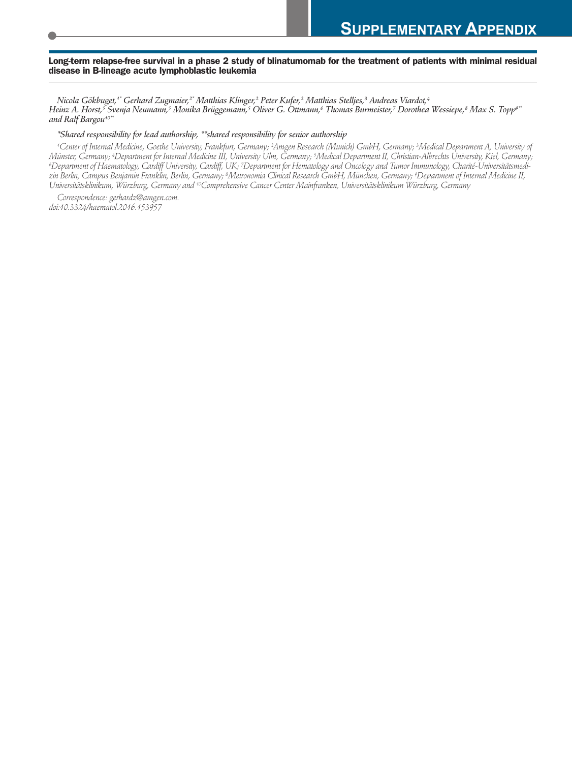# Supplementary Appendix

## Long-term relapse-free survival in a phase 2 study of blinatumomab for the treatment of patients with minimal residual disease in B-lineage acute lymphoblastic leukemia

*Nicola Gökbuget,[1*] Gerhard Zugmaier,[2*] Matthias Klinger,[2] Peter Kufer,[2] Matthias Stelljes,[3] Andreas Viardot,[4] Heinz A. Horst,[5] Svenja Neumann,[5] Monika Brüggemann,[5] Oliver G. Ottmann,[6] Thomas Burmeister,[7] Dorothea Wessiepe,[8] Max S. Topp[9**] and Ralf Bargou[10**]*

*\*Shared responsibility for lead authorship, \*\*shared responsibility for senior authorship*

*[1]Center of Internal Medicine, Goethe University, Frankfurt, Germany; [2]Amgen Research (Munich) GmbH, Germany; [3]Medical Department A, University of Münster, Germany; [4]Department for Internal Medicine III, University Ulm, Germany; [5]Medical Department II, Christian-Albrechts University, Kiel, Germany; [6]Department of Haematology, Cardiff University, Cardiff, UK; [7]Department for Hematology and Oncology and Tumor Immunology, Charité-Universitätsmedizin Berlin, Campus Benjamin Franklin, Berlin, Germany; [8]Metronomia Clinical Research GmbH, München, Germany; [9]Department of Internal Medicine II, Universitätsklinikum, Würzburg, Germany and [10]Comprehensive Cancer Center Mainfranken, Universitätsklinikum Würzburg, Germany*

*Correspondence: gerhardz@amgen.com.*
*doi:10.3324/haematol.2016.153957*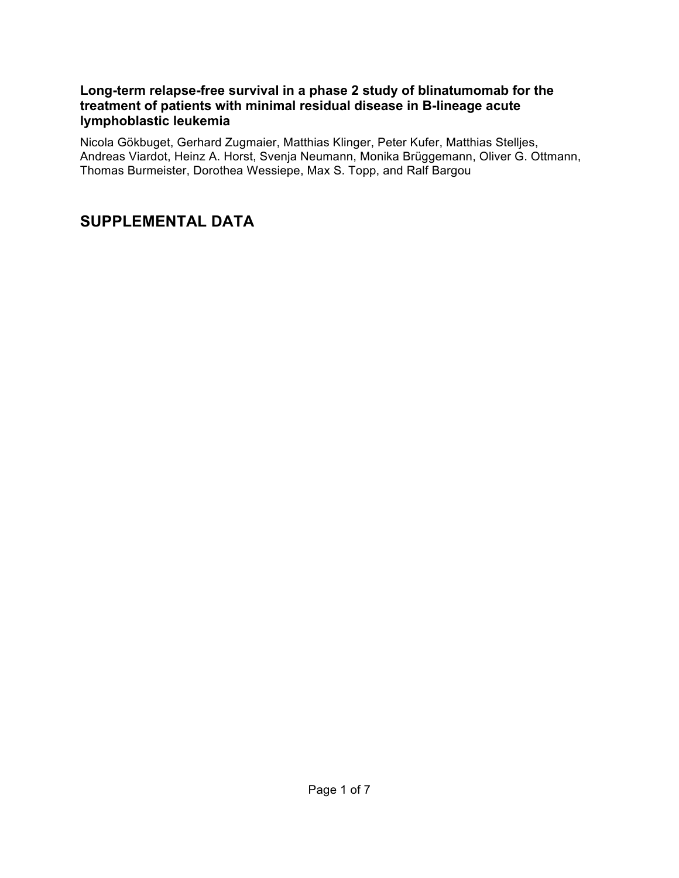**Long-term relapse-free survival in a phase 2 study of blinatumomab for the treatment of patients with minimal residual disease in B-lineage acute lymphoblastic leukemia**

Nicola Gökbuget, Gerhard Zugmaier, Matthias Klinger, Peter Kufer, Matthias Stelljes, Andreas Viardot, Heinz A. Horst, Svenja Neumann, Monika Brüggemann, Oliver G. Ottmann, Thomas Burmeister, Dorothea Wessiepe, Max S. Topp, and Ralf Bargou

## SUPPLEMENTAL DATA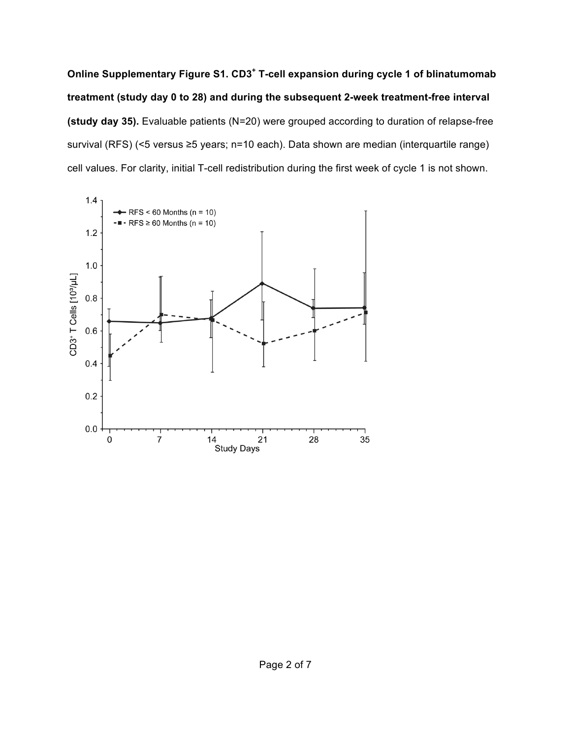**Online Supplementary Figure S1. CD3$^+$ T-cell expansion during cycle 1 of blinatumomab treatment (study day 0 to 28) and during the subsequent 2-week treatment-free interval (study day 35).** Evaluable patients (N=20) were grouped according to duration of relapse-free survival (RFS) (<5 versus ≥5 years; n=10 each). Data shown are median (interquartile range) cell values. For clarity, initial T-cell redistribution during the first week of cycle 1 is not shown.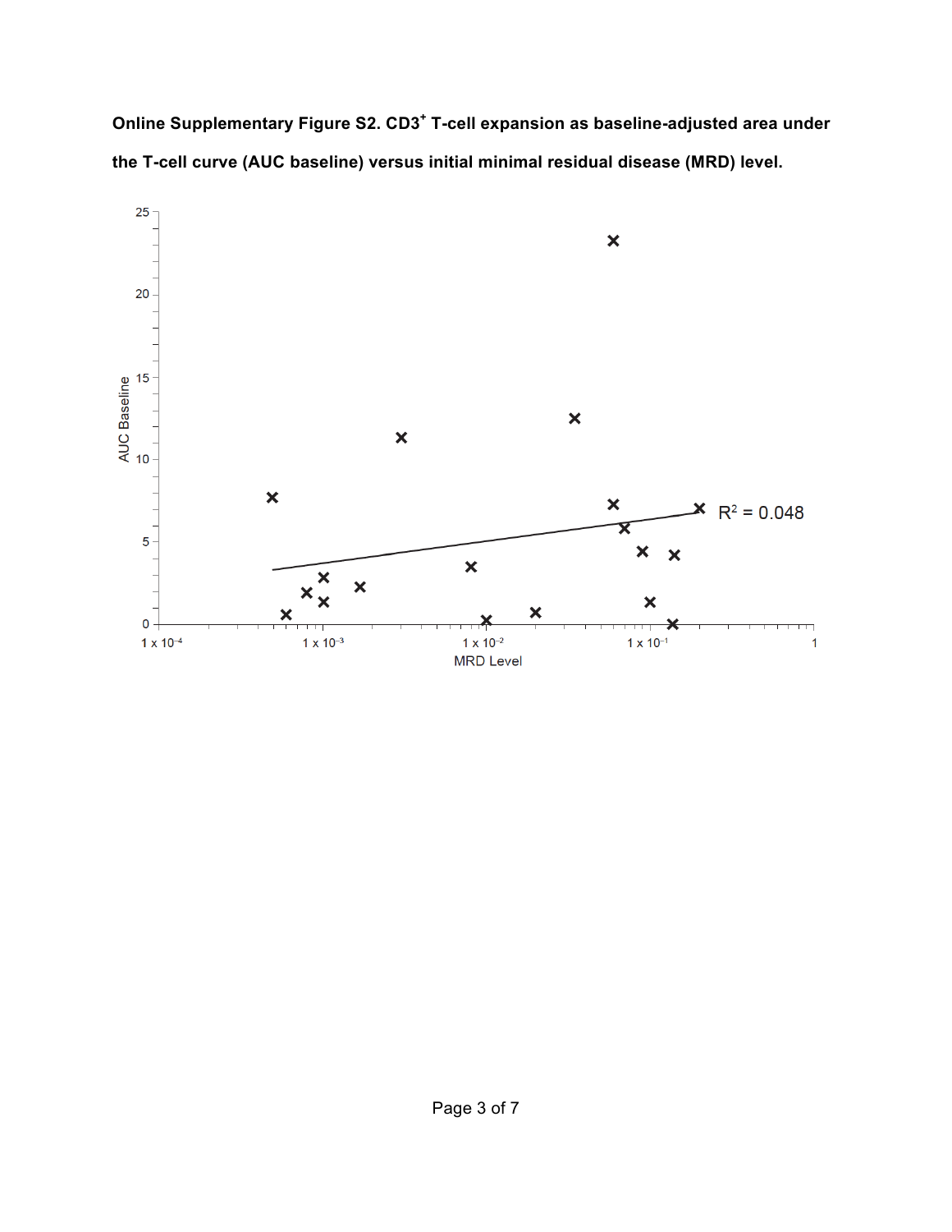**Online Supplementary Figure S2. CD3[+] T-cell expansion as baseline-adjusted area under the T-cell curve (AUC baseline) versus initial minimal residual disease (MRD) level.**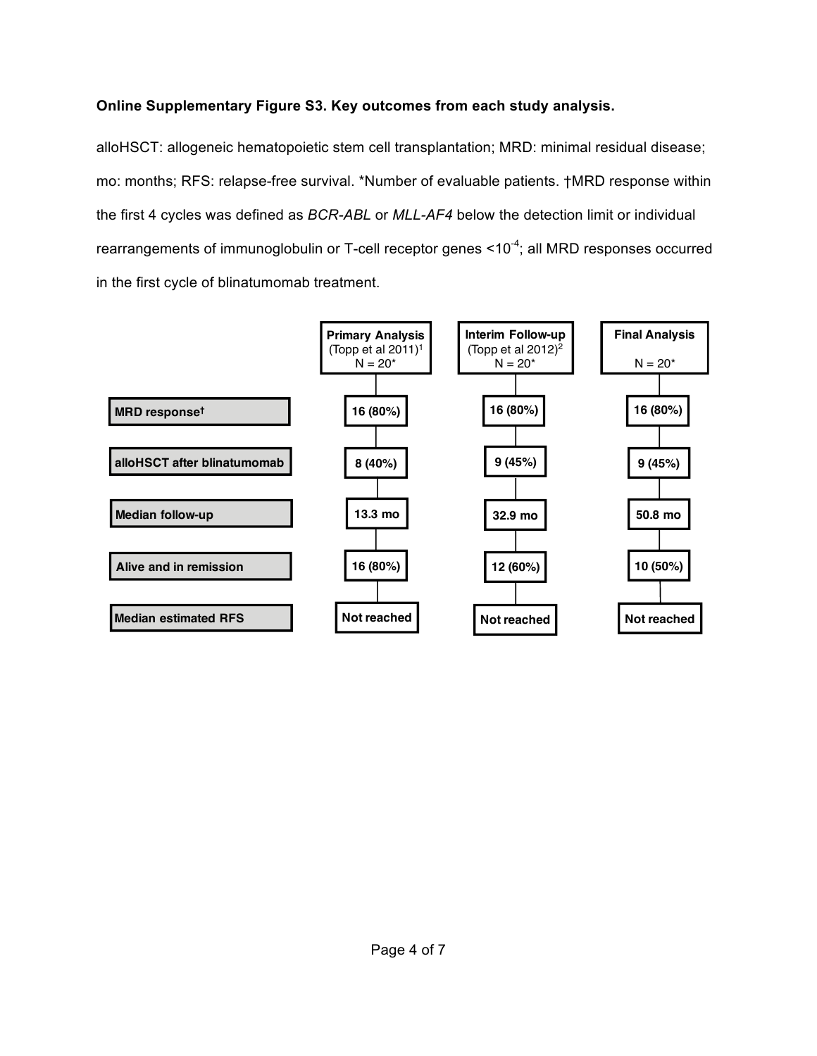**Online Supplementary Figure S3. Key outcomes from each study analysis.**

alloHSCT: allogeneic hematopoietic stem cell transplantation; MRD: minimal residual disease; mo: months; RFS: relapse-free survival. *Number of evaluable patients. †MRD response within the first 4 cycles was defined as *BCR-ABL* or *MLL-AF4* below the detection limit or individual rearrangements of immunoglobulin or T-cell receptor genes $<10^{-4}$; all MRD responses occurred in the first cycle of blinatumomab treatment.

| | Primary Analysis (Topp et al 2011)[1] N = 20* | Interim Follow-up (Topp et al 2012)[2] N = 20* | Final Analysis N = 20* |
|---|---|---|---|
| MRD response† | 16 (80%) | 16 (80%) | 16 (80%) |
| alloHSCT after blinatumomab | 8 (40%) | 9 (45%) | 9 (45%) |
| Median follow-up | 13.3 mo | 32.9 mo | 50.8 mo |
| Alive and in remission | 16 (80%) | 12 (60%) | 10 (50%) |
| Median estimated RFS | Not reached | Not reached | Not reached |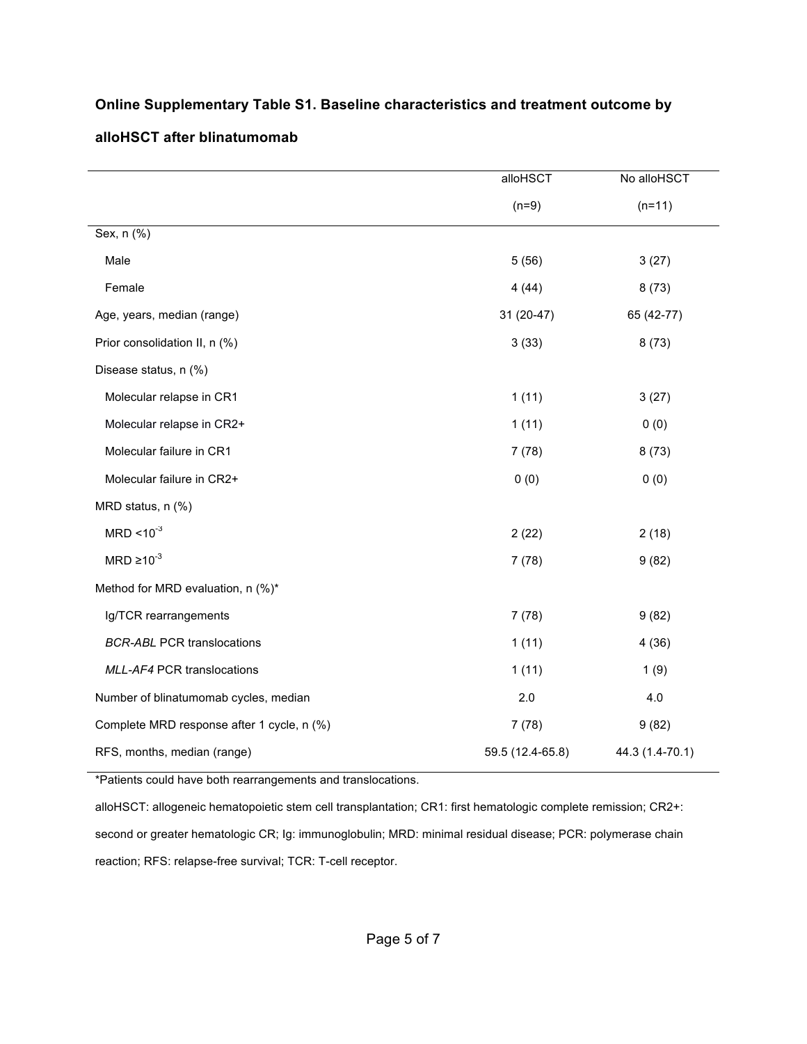**Online Supplementary Table S1. Baseline characteristics and treatment outcome by alloHSCT after blinatumomab**

| | alloHSCT (n=9) | No alloHSCT (n=11) |
|---|---|---|
| Sex, n (%) | | |
| Male | 5 (56) | 3 (27) |
| Female | 4 (44) | 8 (73) |
| Age, years, median (range) | 31 (20-47) | 65 (42-77) |
| Prior consolidation II, n (%) | 3 (33) | 8 (73) |
| Disease status, n (%) | | |
| Molecular relapse in CR1 | 1 (11) | 3 (27) |
| Molecular relapse in CR2+ | 1 (11) | 0 (0) |
| Molecular failure in CR1 | 7 (78) | 8 (73) |
| Molecular failure in CR2+ | 0 (0) | 0 (0) |
| MRD status, n (%) | | |
| MRD $<10^{-3}$ | 2 (22) | 2 (18) |
| MRD $\geq 10^{-3}$ | 7 (78) | 9 (82) |
| Method for MRD evaluation, n (%)* | | |
| Ig/TCR rearrangements | 7 (78) | 9 (82) |
| *BCR-ABL* PCR translocations | 1 (11) | 4 (36) |
| *MLL-AF4* PCR translocations | 1 (11) | 1 (9) |
| Number of blinatumomab cycles, median | 2.0 | 4.0 |
| Complete MRD response after 1 cycle, n (%) | 7 (78) | 9 (82) |
| RFS, months, median (range) | 59.5 (12.4-65.8) | 44.3 (1.4-70.1) |

*Patients could have both rearrangements and translocations.

alloHSCT: allogeneic hematopoietic stem cell transplantation; CR1: first hematologic complete remission; CR2+: second or greater hematologic CR; Ig: immunoglobulin; MRD: minimal residual disease; PCR: polymerase chain reaction; RFS: relapse-free survival; TCR: T-cell receptor.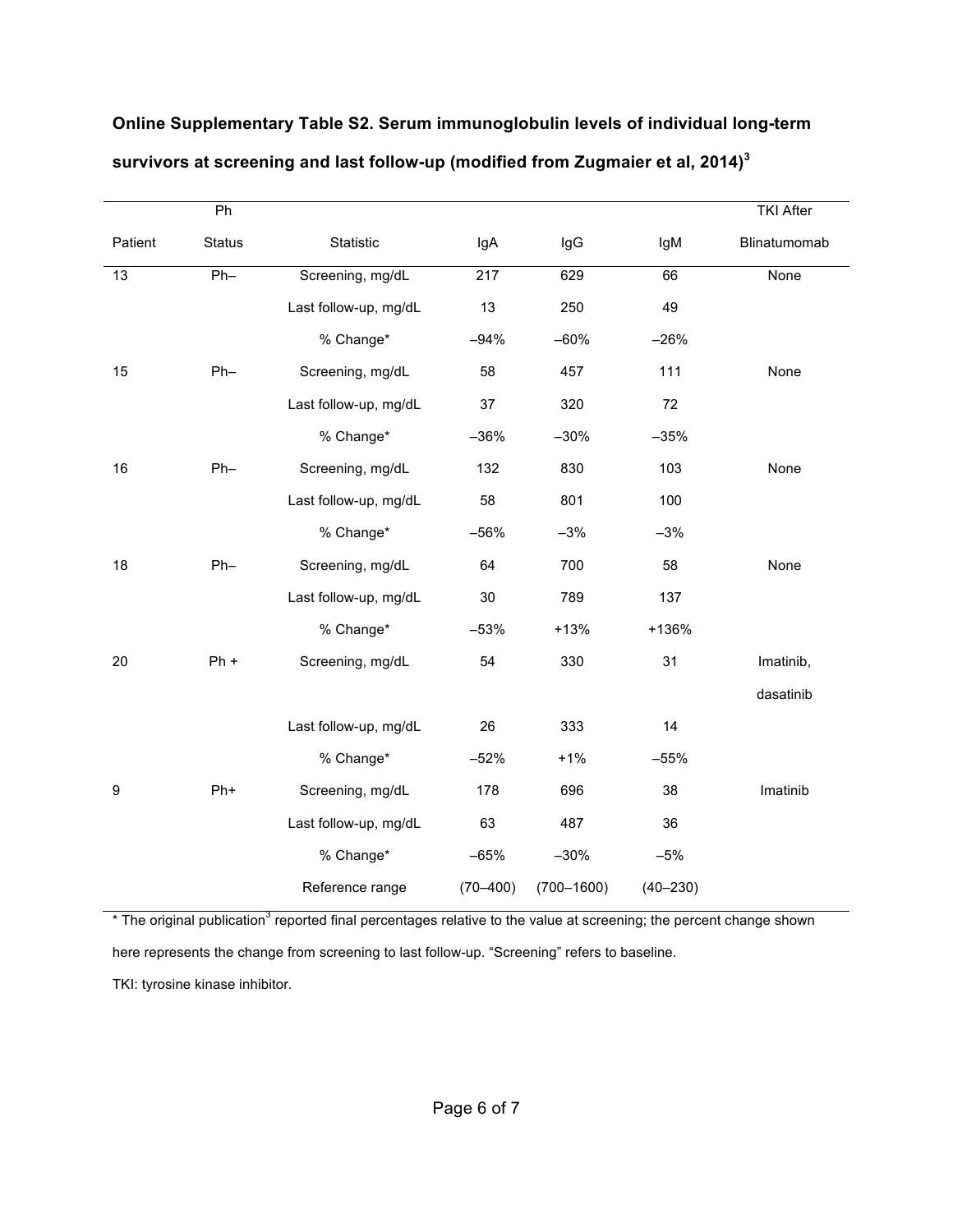**Online Supplementary Table S2. Serum immunoglobulin levels of individual long-term survivors at screening and last follow-up (modified from Zugmaier et al, 2014)[3]**

| Patient | Ph Status | Statistic | IgA | IgG | IgM | TKI After Blinatumomab |
|---|---|---|---|---|---|---|
| 13 | Ph– | Screening, mg/dL | 217 | 629 | 66 | None |
| | | Last follow-up, mg/dL | 13 | 250 | 49 | |
| | | % Change* | –94% | –60% | –26% | |
| 15 | Ph– | Screening, mg/dL | 58 | 457 | 111 | None |
| | | Last follow-up, mg/dL | 37 | 320 | 72 | |
| | | % Change* | –36% | –30% | –35% | |
| 16 | Ph– | Screening, mg/dL | 132 | 830 | 103 | None |
| | | Last follow-up, mg/dL | 58 | 801 | 100 | |
| | | % Change* | –56% | –3% | –3% | |
| 18 | Ph– | Screening, mg/dL | 64 | 700 | 58 | None |
| | | Last follow-up, mg/dL | 30 | 789 | 137 | |
| | | % Change* | –53% | +13% | +136% | |
| 20 | Ph + | Screening, mg/dL | 54 | 330 | 31 | Imatinib, dasatinib |
| | | Last follow-up, mg/dL | 26 | 333 | 14 | |
| | | % Change* | –52% | +1% | –55% | |
| 9 | Ph+ | Screening, mg/dL | 178 | 696 | 38 | Imatinib |
| | | Last follow-up, mg/dL | 63 | 487 | 36 | |
| | | % Change* | –65% | –30% | –5% | |
| | | Reference range | (70–400) | (700–1600) | (40–230) | |

* The original publication[3] reported final percentages relative to the value at screening; the percent change shown here represents the change from screening to last follow-up. "Screening" refers to baseline.

TKI: tyrosine kinase inhibitor.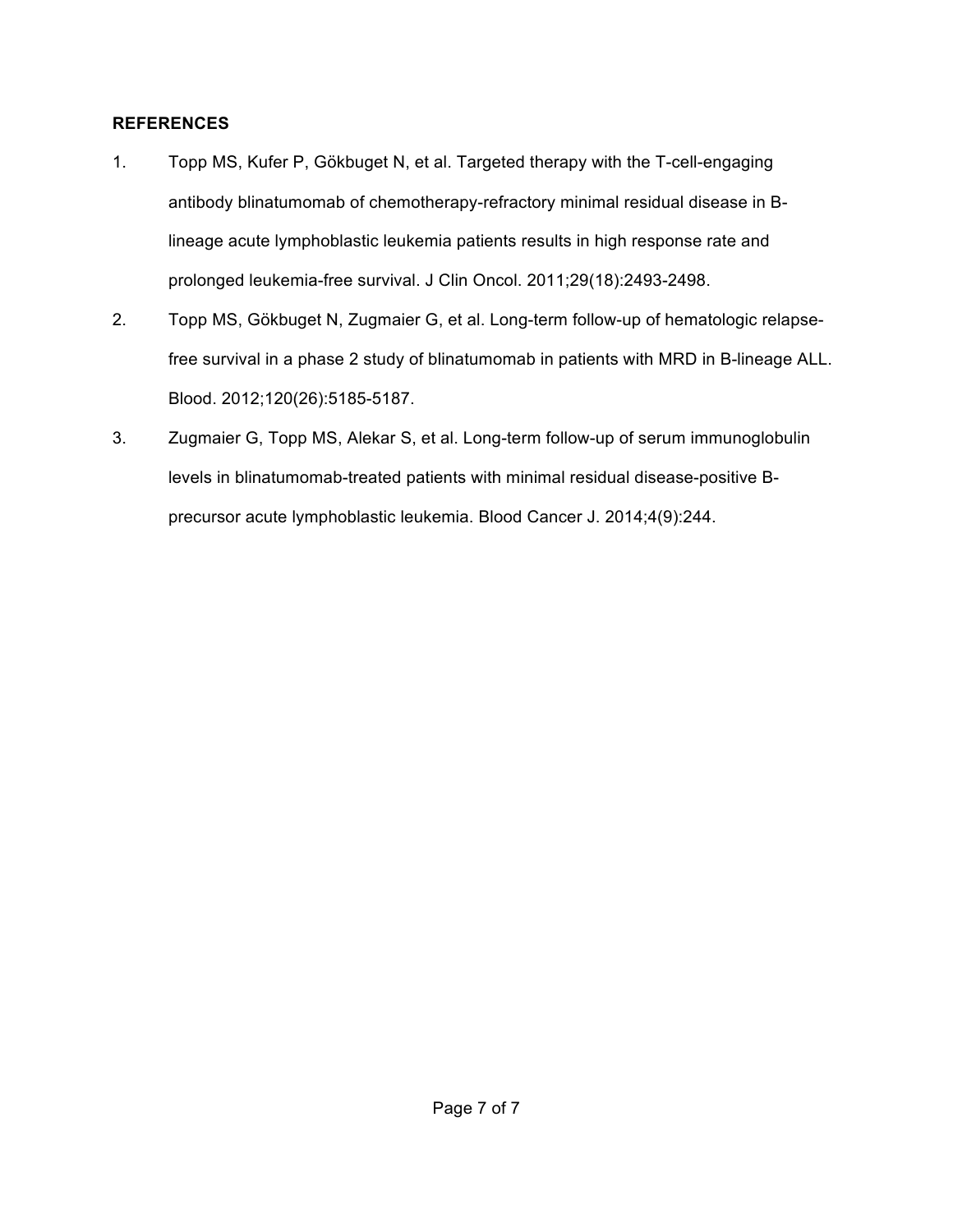## REFERENCES

1. Topp MS, Kufer P, Gökbuget N, et al. Targeted therapy with the T-cell-engaging antibody blinatumomab of chemotherapy-refractory minimal residual disease in B-lineage acute lymphoblastic leukemia patients results in high response rate and prolonged leukemia-free survival. J Clin Oncol. 2011;29(18):2493-2498.
2. Topp MS, Gökbuget N, Zugmaier G, et al. Long-term follow-up of hematologic relapse-free survival in a phase 2 study of blinatumomab in patients with MRD in B-lineage ALL. Blood. 2012;120(26):5185-5187.
3. Zugmaier G, Topp MS, Alekar S, et al. Long-term follow-up of serum immunoglobulin levels in blinatumomab-treated patients with minimal residual disease-positive B-precursor acute lymphoblastic leukemia. Blood Cancer J. 2014;4(9):244.